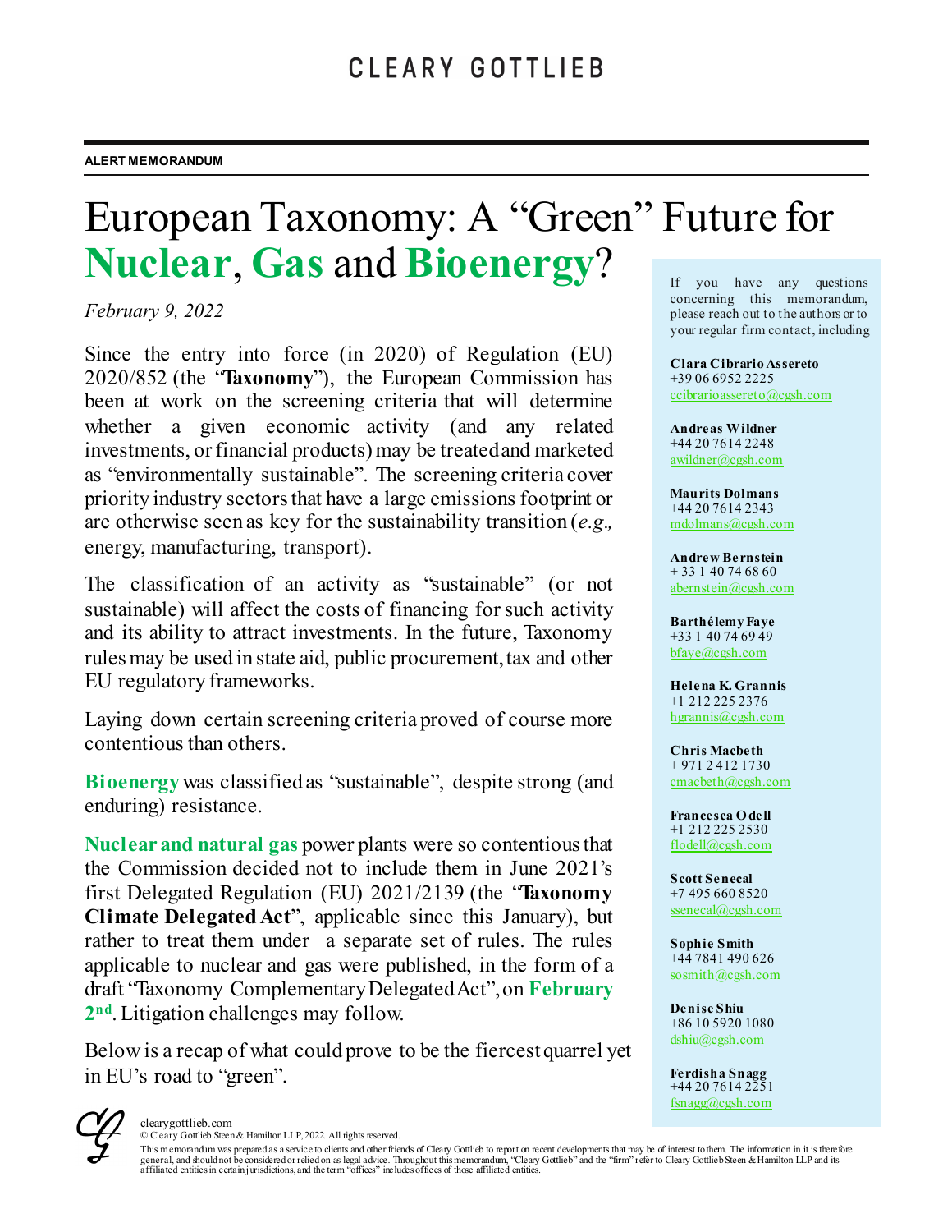CLEARY GOTTLIEB

ALERT MEMORANDUM

# European Taxonomy: A "Green" Future for **Nuclear**, **Gas** and **Bioenergy**?

*February 9, 2022*

Since the entry into force (in 2020) of Regulation (EU) 2020/852 (the "**Taxonomy**"), the European Commission has been at work on the screening criteria that will determine whether a given economic activity (and any related investments, or financial products) may be treated and marketed as "environmentally sustainable". The screening criteria cover priority industry sectors that have a large emissions footprint or are otherwise seen as key for the sustainability transition (*e.g.*, energy, manufacturing, transport).

The classification of an activity as "sustainable" (or not sustainable) will affect the costs of financing for such activity and its ability to attract investments. In the future, Taxonomy rules may be used in state aid, public procurement, tax and other EU regulatory frameworks.

Laying down certain screening criteria proved of course more contentious than others.

**Bioenergy** was classified as "sustainable", despite strong (and enduring) resistance.

**Nuclear and natural gas** power plants were so contentious that the Commission decided not to include them in June 2021's first Delegated Regulation (EU) 2021/2139 (the "**Taxonomy Climate Delegated Act**", applicable since this January), but rather to treat them under a separate set of rules. The rules applicable to nuclear and gas were published, in the form of a draft "Taxonomy Complementary Delegated Act", on **February 2nd**. Litigation challenges may follow.

Below is a recap of what could prove to be the fiercest quarrel yet in EU's road to "green".

If you have any questions concerning this memorandum, please reach out to the authors or to your regular firm contact, including

**Clara Cibrario Assereto**
+39 06 6952 2225
ccibrarioassereto@cgsh.com

**Andreas Wildner**
+44 20 7614 2248
awildner@cgsh.com

**Maurits Dolmans**
+44 20 7614 2343
mdolmans@cgsh.com

**Andrew Bernstein**
+ 33 1 40 74 68 60
abernstein@cgsh.com

**Barthélemy Faye**
+33 1 40 74 69 49
bfaye@cgsh.com

**Helena K. Grannis**
+1 212 225 2376
hgrannis@cgsh.com

**Chris Macbeth**
+ 971 2 412 1730
cmacbeth@cgsh.com

**Francesca Odell**
+1 212 225 2530
flodell@cgsh.com

**Scott Senecal**
+7 495 660 8520
ssenecal@cgsh.com

**Sophie Smith**
+44 7841 490 626
sosmith@cgsh.com

**Denise Shiu**
+86 10 5920 1080
dshiu@cgsh.com

**Ferdisha Snagg**
+44 20 7614 2251
fsnagg@cgsh.com

clearygottlieb.com
© Cleary Gottlieb Steen & Hamilton LLP, 2022. All rights reserved.
This memorandum was prepared as a service to clients and other friends of Cleary Gottlieb to report on recent developments that may be of interest to them. The information in it is therefore general, and should not be considered or relied on as legal advice. Throughout this memorandum, "Cleary Gottlieb" and the "firm" refer to Cleary Gottlieb Steen & Hamilton LLP and its affiliated entities in certain jurisdictions, and the term "offices" includes offices of those affiliated entities.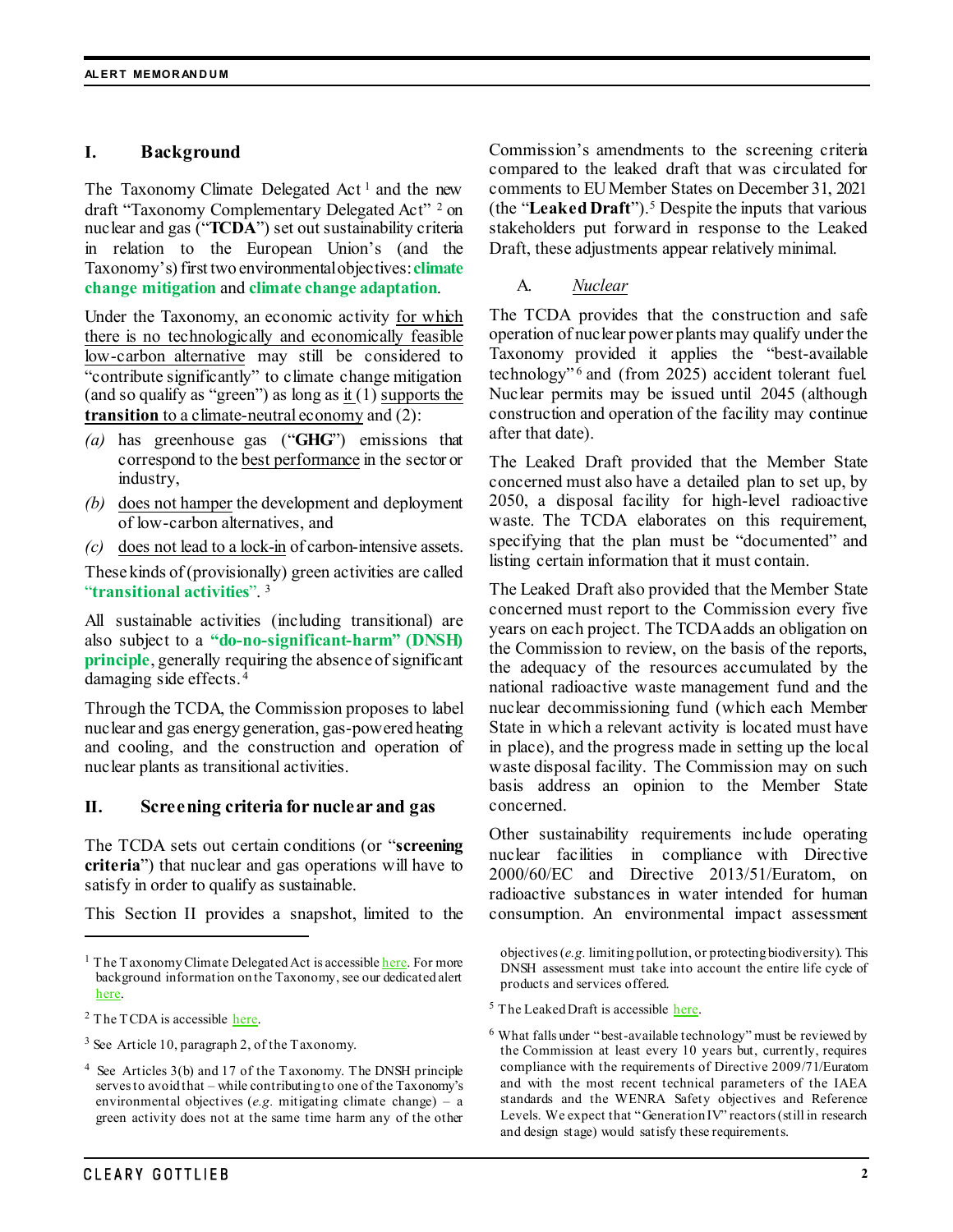## I. Background

The Taxonomy Climate Delegated Act [1] and the new draft "Taxonomy Complementary Delegated Act" [2] on nuclear and gas ("**TCDA**") set out sustainability criteria in relation to the European Union's (and the Taxonomy's) first two environmental objectives: **climate change mitigation** and **climate change adaptation**.

Under the Taxonomy, an economic activity for which there is no technologically and economically feasible low-carbon alternative may still be considered to "contribute significantly" to climate change mitigation (and so qualify as "green") as long as it (1) supports the **transition** to a climate-neutral economy and (2):

*(a)* has greenhouse gas ("**GHG**") emissions that correspond to the best performance in the sector or industry,

*(b)* does not hamper the development and deployment of low-carbon alternatives, and

*(c)* does not lead to a lock-in of carbon-intensive assets.

These kinds of (provisionally) green activities are called "**transitional activities**". [3]

All sustainable activities (including transitional) are also subject to a **"do-no-significant-harm" (DNSH) principle**, generally requiring the absence of significant damaging side effects. [4]

Through the TCDA, the Commission proposes to label nuclear and gas energy generation, gas-powered heating and cooling, and the construction and operation of nuclear plants as transitional activities.

## II. Screening criteria for nuclear and gas

The TCDA sets out certain conditions (or "**screening criteria**") that nuclear and gas operations will have to satisfy in order to qualify as sustainable.

This Section II provides a snapshot, limited to the Commission's amendments to the screening criteria compared to the leaked draft that was circulated for comments to EU Member States on December 31, 2021 (the "**Leaked Draft**"). [5] Despite the inputs that various stakeholders put forward in response to the Leaked Draft, these adjustments appear relatively minimal.

### A. *Nuclear*

The TCDA provides that the construction and safe operation of nuclear power plants may qualify under the Taxonomy provided it applies the "best-available technology" [6] and (from 2025) accident tolerant fuel. Nuclear permits may be issued until 2045 (although construction and operation of the facility may continue after that date).

The Leaked Draft provided that the Member State concerned must also have a detailed plan to set up, by 2050, a disposal facility for high-level radioactive waste. The TCDA elaborates on this requirement, specifying that the plan must be "documented" and listing certain information that it must contain.

The Leaked Draft also provided that the Member State concerned must report to the Commission every five years on each project. The TCDA adds an obligation on the Commission to review, on the basis of the reports, the adequacy of the resources accumulated by the national radioactive waste management fund and the nuclear decommissioning fund (which each Member State in which a relevant activity is located must have in place), and the progress made in setting up the local waste disposal facility. The Commission may on such basis address an opinion to the Member State concerned.

Other sustainability requirements include operating nuclear facilities in compliance with Directive 2000/60/EC and Directive 2013/51/Euratom, on radioactive substances in water intended for human consumption. An environmental impact assessment

---

[1] The Taxonomy Climate Delegated Act is accessible here. For more background information on the Taxonomy, see our dedicated alert here.

[2] The TCDA is accessible here.

[3] See Article 10, paragraph 2, of the Taxonomy.

[4] See Articles 3(b) and 17 of the Taxonomy. The DNSH principle serves to avoid that – while contributing to one of the Taxonomy's environmental objectives (*e.g.* mitigating climate change) – a green activity does not at the same time harm any of the other objectives (*e.g.* limiting pollution, or protecting biodiversity). This DNSH assessment must take into account the entire life cycle of products and services offered.

[5] The Leaked Draft is accessible here.

[6] What falls under "best-available technology" must be reviewed by the Commission at least every 10 years but, currently, requires compliance with the requirements of Directive 2009/71/Euratom and with the most recent technical parameters of the IAEA standards and the WENRA Safety objectives and Reference Levels. We expect that "Generation IV" reactors (still in research and design stage) would satisfy these requirements.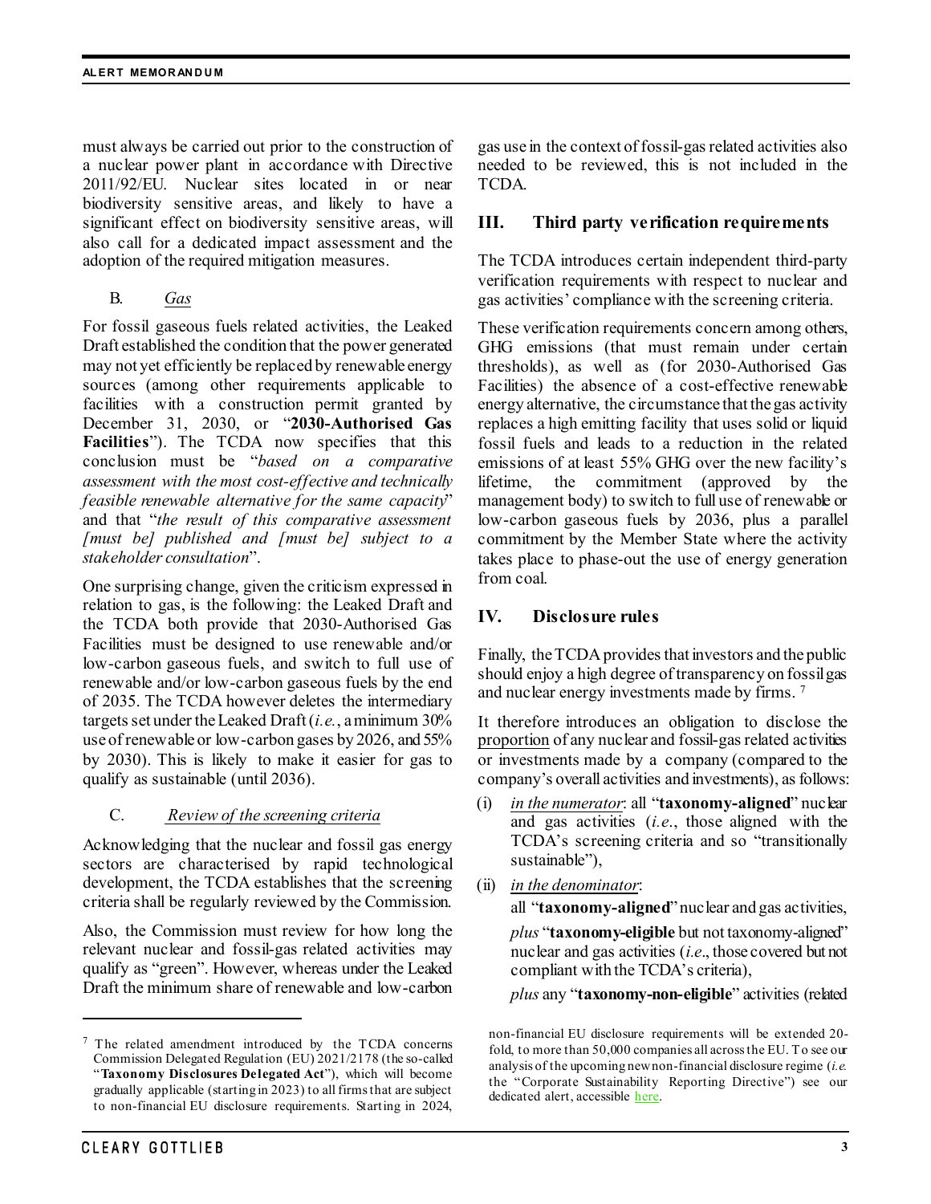must always be carried out prior to the construction of a nuclear power plant in accordance with Directive 2011/92/EU. Nuclear sites located in or near biodiversity sensitive areas, and likely to have a significant effect on biodiversity sensitive areas, will also call for a dedicated impact assessment and the adoption of the required mitigation measures.

### B. *Gas*

For fossil gaseous fuels related activities, the Leaked Draft established the condition that the power generated may not yet efficiently be replaced by renewable energy sources (among other requirements applicable to facilities with a construction permit granted by December 31, 2030, or "**2030-Authorised Gas Facilities**"). The TCDA now specifies that this conclusion must be "*based on a comparative assessment with the most cost-effective and technically feasible renewable alternative for the same capacity*" and that "*the result of this comparative assessment [must be] published and [must be] subject to a stakeholder consultation*".

One surprising change, given the criticism expressed in relation to gas, is the following: the Leaked Draft and the TCDA both provide that 2030-Authorised Gas Facilities must be designed to use renewable and/or low-carbon gaseous fuels, and switch to full use of renewable and/or low-carbon gaseous fuels by the end of 2035. The TCDA however deletes the intermediary targets set under the Leaked Draft (*i.e.*, a minimum 30% use of renewable or low-carbon gases by 2026, and 55% by 2030). This is likely to make it easier for gas to qualify as sustainable (until 2036).

### C. *Review of the screening criteria*

Acknowledging that the nuclear and fossil gas energy sectors are characterised by rapid technological development, the TCDA establishes that the screening criteria shall be regularly reviewed by the Commission.

Also, the Commission must review for how long the relevant nuclear and fossil-gas related activities may qualify as "green". However, whereas under the Leaked Draft the minimum share of renewable and low-carbon gas use in the context of fossil-gas related activities also needed to be reviewed, this is not included in the TCDA.

## III. Third party verification requirements

The TCDA introduces certain independent third-party verification requirements with respect to nuclear and gas activities' compliance with the screening criteria.

These verification requirements concern among others, GHG emissions (that must remain under certain thresholds), as well as (for 2030-Authorised Gas Facilities) the absence of a cost-effective renewable energy alternative, the circumstance that the gas activity replaces a high emitting facility that uses solid or liquid fossil fuels and leads to a reduction in the related emissions of at least 55% GHG over the new facility's lifetime, the commitment (approved by the management body) to switch to full use of renewable or low-carbon gaseous fuels by 2036, plus a parallel commitment by the Member State where the activity takes place to phase-out the use of energy generation from coal.

## IV. Disclosure rules

Finally, the TCDA provides that investors and the public should enjoy a high degree of transparency on fossil gas and nuclear energy investments made by firms. [7]

It therefore introduces an obligation to disclose the proportion of any nuclear and fossil-gas related activities or investments made by a company (compared to the company's overall activities and investments), as follows:

(i) *in the numerator*: all "**taxonomy-aligned**" nuclear and gas activities (*i.e.*, those aligned with the TCDA's screening criteria and so "transitionally sustainable"),

(ii) *in the denominator*:

all "**taxonomy-aligned**" nuclear and gas activities,

*plus* "**taxonomy-eligible** but not taxonomy-aligned" nuclear and gas activities (*i.e.*, those covered but not compliant with the TCDA's criteria),

*plus* any "**taxonomy-non-eligible**" activities (related

[7] The related amendment introduced by the TCDA concerns Commission Delegated Regulation (EU) 2021/2178 (the so-called "**Taxonomy Disclosures Delegated Act**"), which will become gradually applicable (starting in 2023) to all firms that are subject to non-financial EU disclosure requirements. Starting in 2024, non-financial EU disclosure requirements will be extended 20-fold, to more than 50,000 companies all across the EU. To see our analysis of the upcoming new non-financial disclosure regime (*i.e.* the "Corporate Sustainability Reporting Directive") see our dedicated alert, accessible here.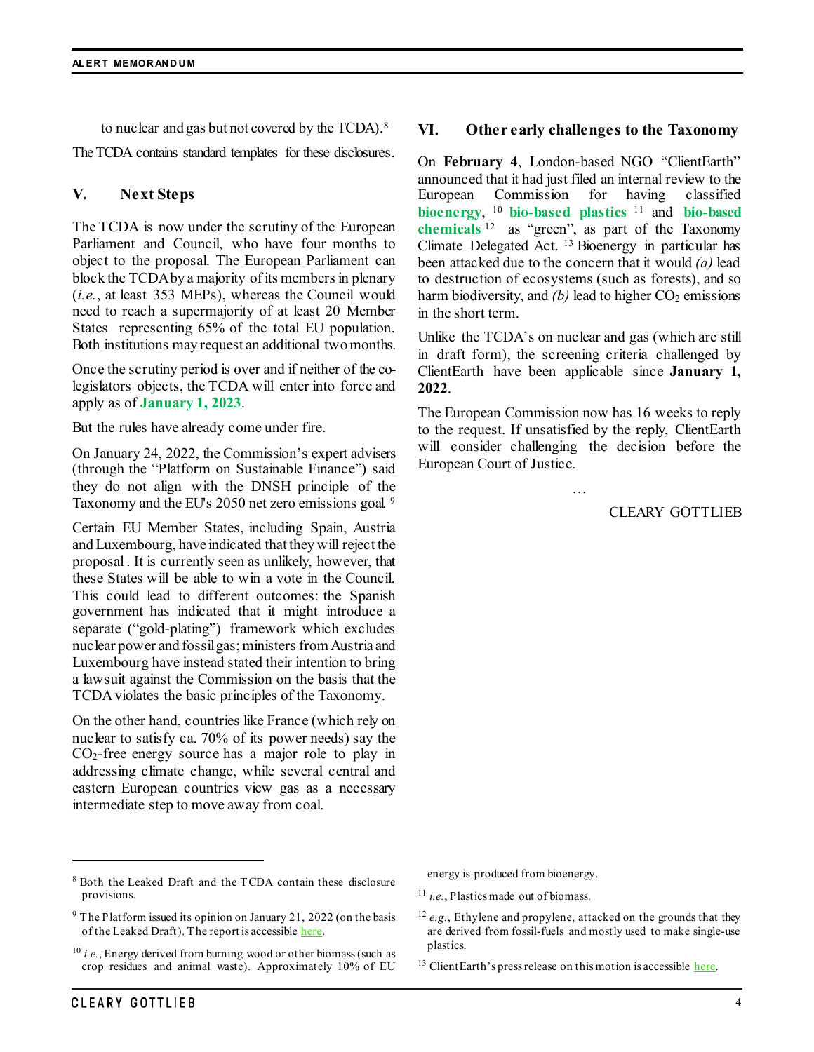to nuclear and gas but not covered by the TCDA).[8]

The TCDA contains standard templates for these disclosures.

## V. Next Steps

The TCDA is now under the scrutiny of the European Parliament and Council, who have four months to object to the proposal. The European Parliament can block the TCDA by a majority of its members in plenary (*i.e.*, at least 353 MEPs), whereas the Council would need to reach a supermajority of at least 20 Member States representing 65% of the total EU population. Both institutions may request an additional two months.

Once the scrutiny period is over and if neither of the co-legislators objects, the TCDA will enter into force and apply as of **January 1, 2023**.

But the rules have already come under fire.

On January 24, 2022, the Commission's expert advisers (through the "Platform on Sustainable Finance") said they do not align with the DNSH principle of the Taxonomy and the EU's 2050 net zero emissions goal.[9]

Certain EU Member States, including Spain, Austria and Luxembourg, have indicated that they will reject the proposal. It is currently seen as unlikely, however, that these States will be able to win a vote in the Council. This could lead to different outcomes: the Spanish government has indicated that it might introduce a separate ("gold-plating") framework which excludes nuclear power and fossil gas; ministers from Austria and Luxembourg have instead stated their intention to bring a lawsuit against the Commission on the basis that the TCDA violates the basic principles of the Taxonomy.

On the other hand, countries like France (which rely on nuclear to satisfy ca. 70% of its power needs) say the $CO_2$-free energy source has a major role to play in addressing climate change, while several central and eastern European countries view gas as a necessary intermediate step to move away from coal.

## VI. Other early challenges to the Taxonomy

On **February 4**, London-based NGO "ClientEarth" announced that it had just filed an internal review to the European Commission for having classified **bioenergy**,[10] **bio-based plastics**[11] and **bio-based chemicals**[12] as "green", as part of the Taxonomy Climate Delegated Act.[13] Bioenergy in particular has been attacked due to the concern that it would *(a)* lead to destruction of ecosystems (such as forests), and so harm biodiversity, and *(b)* lead to higher $CO_2$ emissions in the short term.

Unlike the TCDA's on nuclear and gas (which are still in draft form), the screening criteria challenged by ClientEarth have been applicable since **January 1, 2022**.

The European Commission now has 16 weeks to reply to the request. If unsatisfied by the reply, ClientEarth will consider challenging the decision before the European Court of Justice.

…

CLEARY GOTTLIEB

---

[8] Both the Leaked Draft and the TCDA contain these disclosure provisions.

[9] The Platform issued its opinion on January 21, 2022 (on the basis of the Leaked Draft). The report is accessible here.

[10] *i.e.*, Energy derived from burning wood or other biomass (such as crop residues and animal waste). Approximately 10% of EU energy is produced from bioenergy.

[11] *i.e.*, Plastics made out of biomass.

[12] *e.g.*, Ethylene and propylene, attacked on the grounds that they are derived from fossil-fuels and mostly used to make single-use plastics.

[13] ClientEarth's press release on this motion is accessible here.